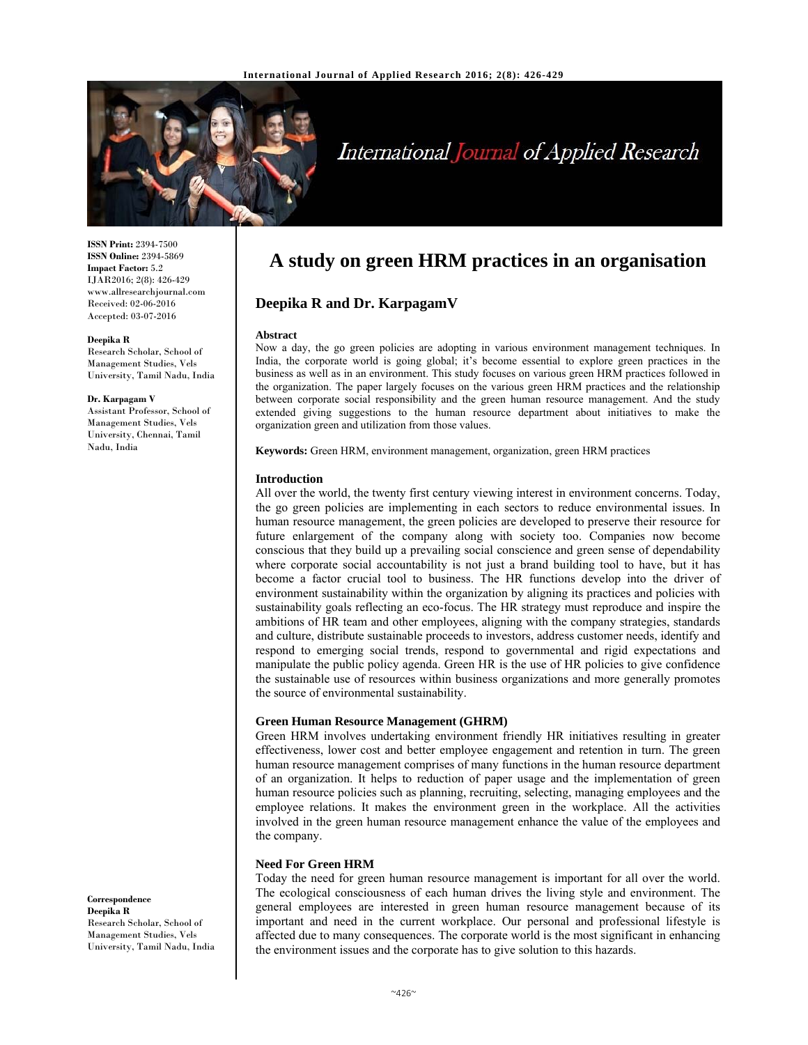# A study on green HRM practices in an organisation

## Deepika R and Dr. KarpagamV

**ISSN Print:** 2394-7500
**ISSN Online:** 2394-5869
**Impact Factor:** 5.2
IJAR2016; 2(8): 426-429
www.allresearchjournal.com
Received: 02-06-2016
Accepted: 03-07-2016

**Deepika R**
Research Scholar, School of Management Studies, Vels University, Tamil Nadu, India

**Dr. Karpagam V**
Assistant Professor, School of Management Studies, Vels University, Chennai, Tamil Nadu, India

**Correspondence**
**Deepika R**
Research Scholar, School of Management Studies, Vels University, Tamil Nadu, India

### Abstract

Now a day, the go green policies are adopting in various environment management techniques. In India, the corporate world is going global; it's become essential to explore green practices in the business as well as in an environment. This study focuses on various green HRM practices followed in the organization. The paper largely focuses on the various green HRM practices and the relationship between corporate social responsibility and the green human resource management. And the study extended giving suggestions to the human resource department about initiatives to make the organization green and utilization from those values.

**Keywords:** Green HRM, environment management, organization, green HRM practices

### Introduction

All over the world, the twenty first century viewing interest in environment concerns. Today, the go green policies are implementing in each sectors to reduce environmental issues. In human resource management, the green policies are developed to preserve their resource for future enlargement of the company along with society too. Companies now become conscious that they build up a prevailing social conscience and green sense of dependability where corporate social accountability is not just a brand building tool to have, but it has become a factor crucial tool to business. The HR functions develop into the driver of environment sustainability within the organization by aligning its practices and policies with sustainability goals reflecting an eco-focus. The HR strategy must reproduce and inspire the ambitions of HR team and other employees, aligning with the company strategies, standards and culture, distribute sustainable proceeds to investors, address customer needs, identify and respond to emerging social trends, respond to governmental and rigid expectations and manipulate the public policy agenda. Green HR is the use of HR policies to give confidence the sustainable use of resources within business organizations and more generally promotes the source of environmental sustainability.

### Green Human Resource Management (GHRM)

Green HRM involves undertaking environment friendly HR initiatives resulting in greater effectiveness, lower cost and better employee engagement and retention in turn. The green human resource management comprises of many functions in the human resource department of an organization. It helps to reduction of paper usage and the implementation of green human resource policies such as planning, recruiting, selecting, managing employees and the employee relations. It makes the environment green in the workplace. All the activities involved in the green human resource management enhance the value of the employees and the company.

### Need For Green HRM

Today the need for green human resource management is important for all over the world. The ecological consciousness of each human drives the living style and environment. The general employees are interested in green human resource management because of its important and need in the current workplace. Our personal and professional lifestyle is affected due to many consequences. The corporate world is the most significant in enhancing the environment issues and the corporate has to give solution to this hazards.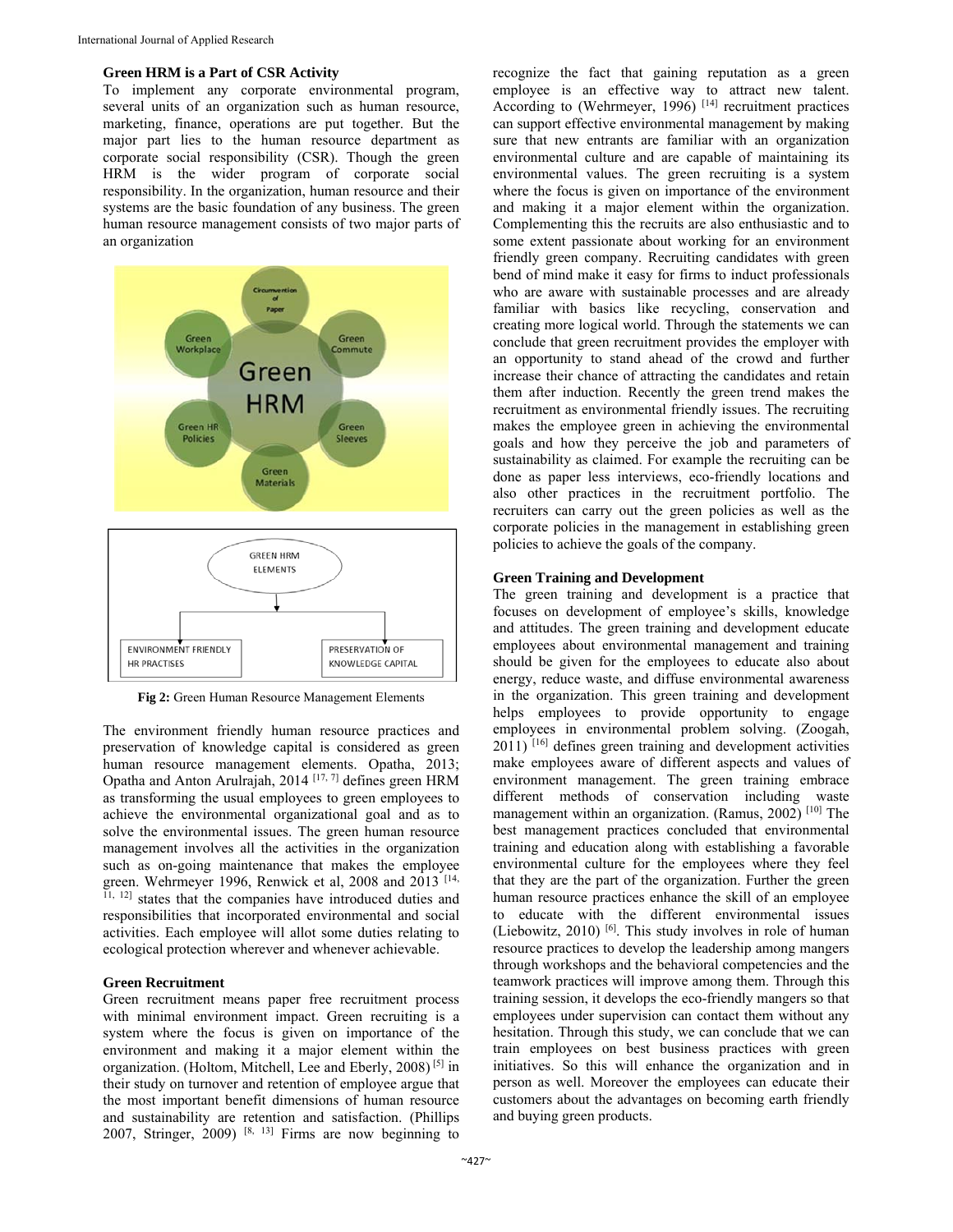### Green HRM is a Part of CSR Activity

To implement any corporate environmental program, several units of an organization such as human resource, marketing, finance, operations are put together. But the major part lies to the human resource department as corporate social responsibility (CSR). Though the green HRM is the wider program of corporate social responsibility. In the organization, human resource and their systems are the basic foundation of any business. The green human resource management consists of two major parts of an organization

**Fig 2:** Green Human Resource Management Elements

The environment friendly human resource practices and preservation of knowledge capital is considered as green human resource management elements. Opatha, 2013; Opatha and Anton Arulrajah, 2014 [17, 7] defines green HRM as transforming the usual employees to green employees to achieve the environmental organizational goal and as to solve the environmental issues. The green human resource management involves all the activities in the organization such as on-going maintenance that makes the employee green. Wehrmeyer 1996, Renwick et al, 2008 and 2013 [14, 11, 12] states that the companies have introduced duties and responsibilities that incorporated environmental and social activities. Each employee will allot some duties relating to ecological protection wherever and whenever achievable.

### Green Recruitment

Green recruitment means paper free recruitment process with minimal environment impact. Green recruiting is a system where the focus is given on importance of the environment and making it a major element within the organization. (Holtom, Mitchell, Lee and Eberly, 2008) [5] in their study on turnover and retention of employee argue that the most important benefit dimensions of human resource and sustainability are retention and satisfaction. (Phillips 2007, Stringer, 2009) [8, 13] Firms are now beginning to recognize the fact that gaining reputation as a green employee is an effective way to attract new talent. According to (Wehrmeyer, 1996) [14] recruitment practices can support effective environmental management by making sure that new entrants are familiar with an organization environmental culture and are capable of maintaining its environmental values. The green recruiting is a system where the focus is given on importance of the environment and making it a major element within the organization. Complementing this the recruits are also enthusiastic and to some extent passionate about working for an environment friendly green company. Recruiting candidates with green bend of mind make it easy for firms to induct professionals who are aware with sustainable processes and are already familiar with basics like recycling, conservation and creating more logical world. Through the statements we can conclude that green recruitment provides the employer with an opportunity to stand ahead of the crowd and further increase their chance of attracting the candidates and retain them after induction. Recently the green trend makes the recruitment as environmental friendly issues. The recruiting makes the employee green in achieving the environmental goals and how they perceive the job and parameters of sustainability as claimed. For example the recruiting can be done as paper less interviews, eco-friendly locations and also other practices in the recruitment portfolio. The recruiters can carry out the green policies as well as the corporate policies in the management in establishing green policies to achieve the goals of the company.

### Green Training and Development

The green training and development is a practice that focuses on development of employee's skills, knowledge and attitudes. The green training and development educate employees about environmental management and training should be given for the employees to educate also about energy, reduce waste, and diffuse environmental awareness in the organization. This green training and development helps employees to provide opportunity to engage employees in environmental problem solving. (Zoogah, 2011) [16] defines green training and development activities make employees aware of different aspects and values of environment management. The green training embrace different methods of conservation including waste management within an organization. (Ramus, 2002) [10] The best management practices concluded that environmental training and education along with establishing a favorable environmental culture for the employees where they feel that they are the part of the organization. Further the green human resource practices enhance the skill of an employee to educate with the different environmental issues (Liebowitz, 2010) [6]. This study involves in role of human resource practices to develop the leadership among mangers through workshops and the behavioral competencies and the teamwork practices will improve among them. Through this training session, it develops the eco-friendly mangers so that employees under supervision can contact them without any hesitation. Through this study, we can conclude that we can train employees on best business practices with green initiatives. So this will enhance the organization and in person as well. Moreover the employees can educate their customers about the advantages on becoming earth friendly and buying green products.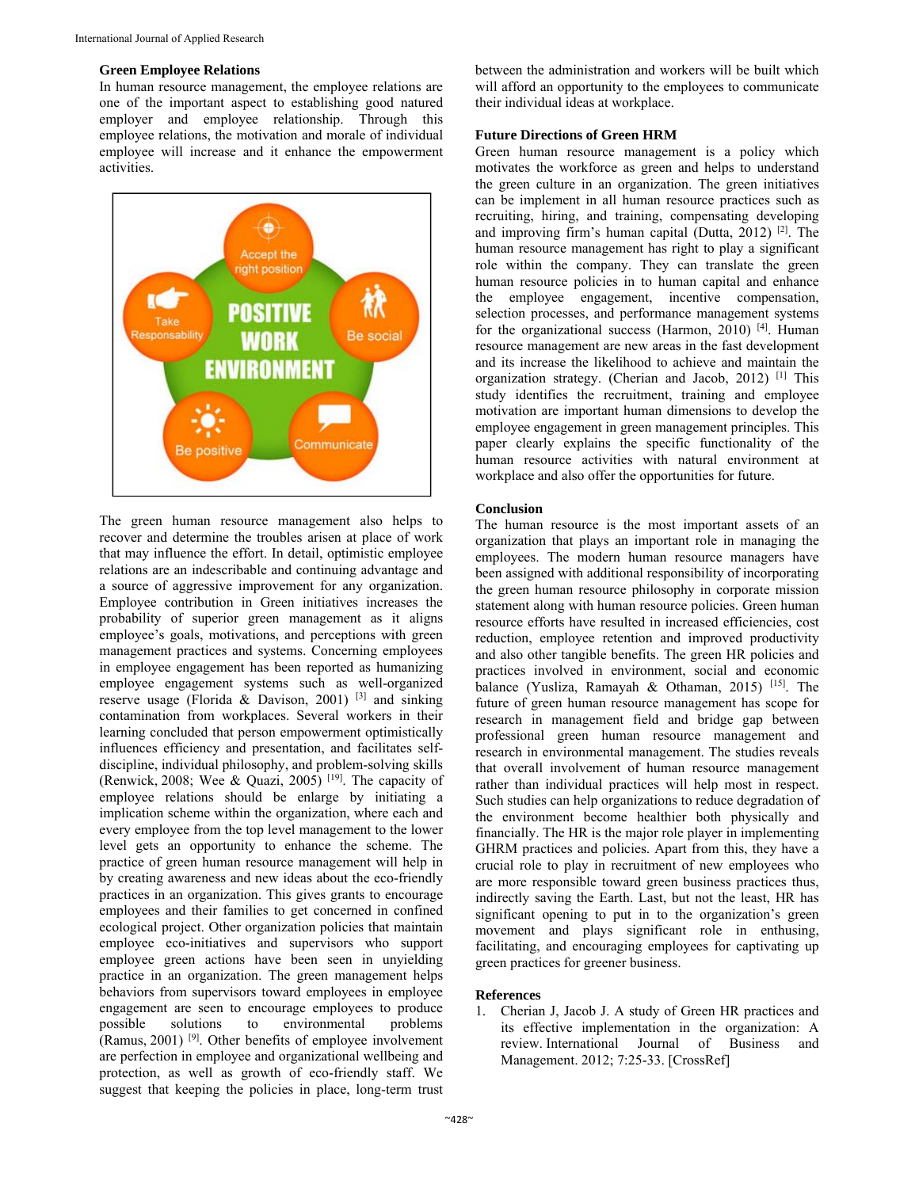### Green Employee Relations

In human resource management, the employee relations are one of the important aspect to establishing good natured employer and employee relationship. Through this employee relations, the motivation and morale of individual employee will increase and it enhance the empowerment activities.

The green human resource management also helps to recover and determine the troubles arisen at place of work that may influence the effort. In detail, optimistic employee relations are an indescribable and continuing advantage and a source of aggressive improvement for any organization. Employee contribution in Green initiatives increases the probability of superior green management as it aligns employee's goals, motivations, and perceptions with green management practices and systems. Concerning employees in employee engagement has been reported as humanizing employee engagement systems such as well-organized reserve usage (Florida & Davison, 2001) [3] and sinking contamination from workplaces. Several workers in their learning concluded that person empowerment optimistically influences efficiency and presentation, and facilitates self-discipline, individual philosophy, and problem-solving skills (Renwick, 2008; Wee & Quazi, 2005) [19]. The capacity of employee relations should be enlarge by initiating a implication scheme within the organization, where each and every employee from the top level management to the lower level gets an opportunity to enhance the scheme. The practice of green human resource management will help in by creating awareness and new ideas about the eco-friendly practices in an organization. This gives grants to encourage employees and their families to get concerned in confined ecological project. Other organization policies that maintain employee eco-initiatives and supervisors who support employee green actions have been seen in unyielding practice in an organization. The green management helps behaviors from supervisors toward employees in employee engagement are seen to encourage employees to produce possible solutions to environmental problems (Ramus, 2001) [9]. Other benefits of employee involvement are perfection in employee and organizational wellbeing and protection, as well as growth of eco-friendly staff. We suggest that keeping the policies in place, long-term trust between the administration and workers will be built which will afford an opportunity to the employees to communicate their individual ideas at workplace.

### Future Directions of Green HRM

Green human resource management is a policy which motivates the workforce as green and helps to understand the green culture in an organization. The green initiatives can be implement in all human resource practices such as recruiting, hiring, and training, compensating developing and improving firm's human capital (Dutta, 2012) [2]. The human resource management has right to play a significant role within the company. They can translate the green human resource policies in to human capital and enhance the employee engagement, incentive compensation, selection processes, and performance management systems for the organizational success (Harmon, 2010) [4]. Human resource management are new areas in the fast development and its increase the likelihood to achieve and maintain the organization strategy. (Cherian and Jacob, 2012) [1] This study identifies the recruitment, training and employee motivation are important human dimensions to develop the employee engagement in green management principles. This paper clearly explains the specific functionality of the human resource activities with natural environment at workplace and also offer the opportunities for future.

### Conclusion

The human resource is the most important assets of an organization that plays an important role in managing the employees. The modern human resource managers have been assigned with additional responsibility of incorporating the green human resource philosophy in corporate mission statement along with human resource policies. Green human resource efforts have resulted in increased efficiencies, cost reduction, employee retention and improved productivity and also other tangible benefits. The green HR policies and practices involved in environment, social and economic balance (Yusliza, Ramayah & Othaman, 2015) [15]. The future of green human resource management has scope for research in management field and bridge gap between professional green human resource management and research in environmental management. The studies reveals that overall involvement of human resource management rather than individual practices will help most in respect. Such studies can help organizations to reduce degradation of the environment become healthier both physically and financially. The HR is the major role player in implementing GHRM practices and policies. Apart from this, they have a crucial role to play in recruitment of new employees who are more responsible toward green business practices thus, indirectly saving the Earth. Last, but not the least, HR has significant opening to put in to the organization's green movement and plays significant role in enthusing, facilitating, and encouraging employees for captivating up green practices for greener business.

### References

1. Cherian J, Jacob J. A study of Green HR practices and its effective implementation in the organization: A review. International Journal of Business and Management. 2012; 7:25-33. [CrossRef]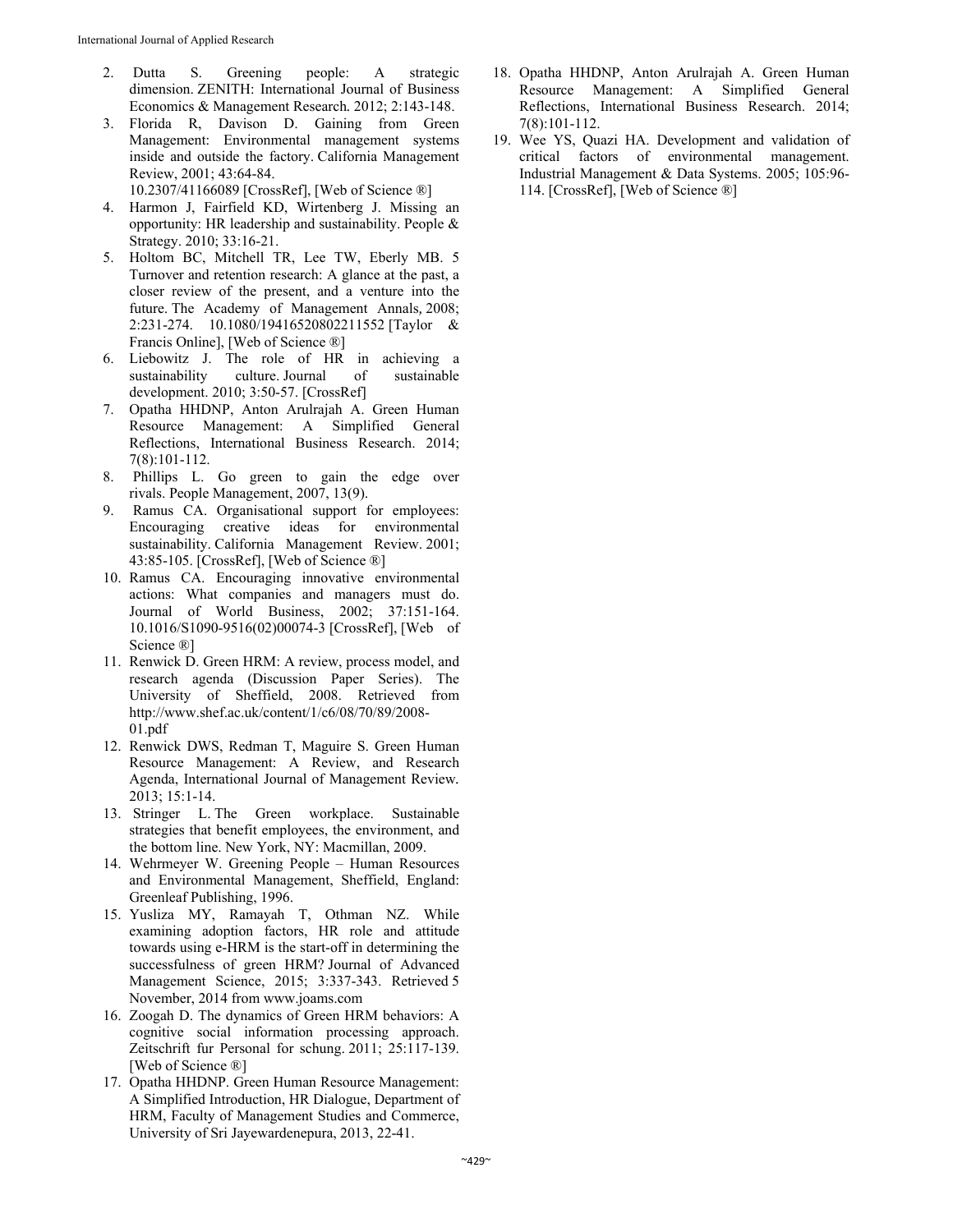2. Dutta S. Greening people: A strategic dimension. ZENITH: International Journal of Business Economics & Management Research. 2012; 2:143-148.
3. Florida R, Davison D. Gaining from Green Management: Environmental management systems inside and outside the factory. California Management Review, 2001; 43:64-84. 10.2307/41166089 [CrossRef], [Web of Science ®]
4. Harmon J, Fairfield KD, Wirtenberg J. Missing an opportunity: HR leadership and sustainability. People & Strategy. 2010; 33:16-21.
5. Holtom BC, Mitchell TR, Lee TW, Eberly MB. 5 Turnover and retention research: A glance at the past, a closer review of the present, and a venture into the future. The Academy of Management Annals, 2008; 2:231-274. 10.1080/19416520802211552 [Taylor & Francis Online], [Web of Science ®]
6. Liebowitz J. The role of HR in achieving a sustainability culture. Journal of sustainable development. 2010; 3:50-57. [CrossRef]
7. Opatha HHDNP, Anton Arulrajah A. Green Human Resource Management: A Simplified General Reflections, International Business Research. 2014; 7(8):101-112.
8. Phillips L. Go green to gain the edge over rivals. People Management, 2007, 13(9).
9. Ramus CA. Organisational support for employees: Encouraging creative ideas for environmental sustainability. California Management Review. 2001; 43:85-105. [CrossRef], [Web of Science ®]
10. Ramus CA. Encouraging innovative environmental actions: What companies and managers must do. Journal of World Business, 2002; 37:151-164. 10.1016/S1090-9516(02)00074-3 [CrossRef], [Web of Science ®]
11. Renwick D. Green HRM: A review, process model, and research agenda (Discussion Paper Series). The University of Sheffield, 2008. Retrieved from http://www.shef.ac.uk/content/1/c6/08/70/89/2008-01.pdf
12. Renwick DWS, Redman T, Maguire S. Green Human Resource Management: A Review, and Research Agenda, International Journal of Management Review. 2013; 15:1-14.
13. Stringer L. The Green workplace. Sustainable strategies that benefit employees, the environment, and the bottom line. New York, NY: Macmillan, 2009.
14. Wehrmeyer W. Greening People – Human Resources and Environmental Management, Sheffield, England: Greenleaf Publishing, 1996.
15. Yusliza MY, Ramayah T, Othman NZ. While examining adoption factors, HR role and attitude towards using e-HRM is the start-off in determining the successfulness of green HRM? Journal of Advanced Management Science, 2015; 3:337-343. Retrieved 5 November, 2014 from www.joams.com
16. Zoogah D. The dynamics of Green HRM behaviors: A cognitive social information processing approach. Zeitschrift fur Personal for schung. 2011; 25:117-139. [Web of Science ®]
17. Opatha HHDNP. Green Human Resource Management: A Simplified Introduction, HR Dialogue, Department of HRM, Faculty of Management Studies and Commerce, University of Sri Jayewardenepura, 2013, 22-41.
18. Opatha HHDNP, Anton Arulrajah A. Green Human Resource Management: A Simplified General Reflections, International Business Research. 2014; 7(8):101-112.
19. Wee YS, Quazi HA. Development and validation of critical factors of environmental management. Industrial Management & Data Systems. 2005; 105:96-114. [CrossRef], [Web of Science ®]